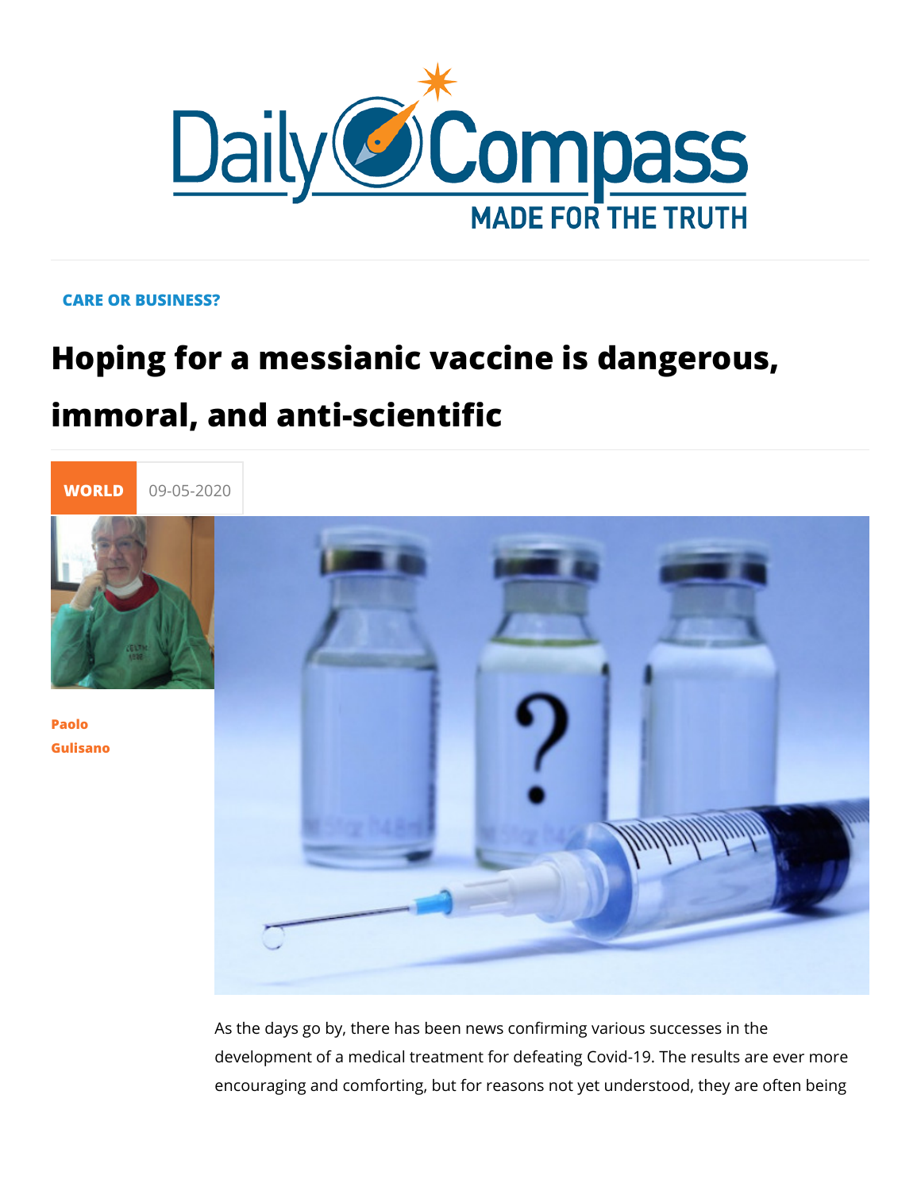CARE OR BUSINESS?

# Hoping for a messianic vaccine is dangerous, immoral, and anti-scientific

WORLD 09-05-2020

Paolo Gulisano

As the days go by, there has been news confirming various successes in the development of a medical treatment for defeating Covid-19. The results are ever more encouraging and comforting, but for reasons not yet understood, they are often being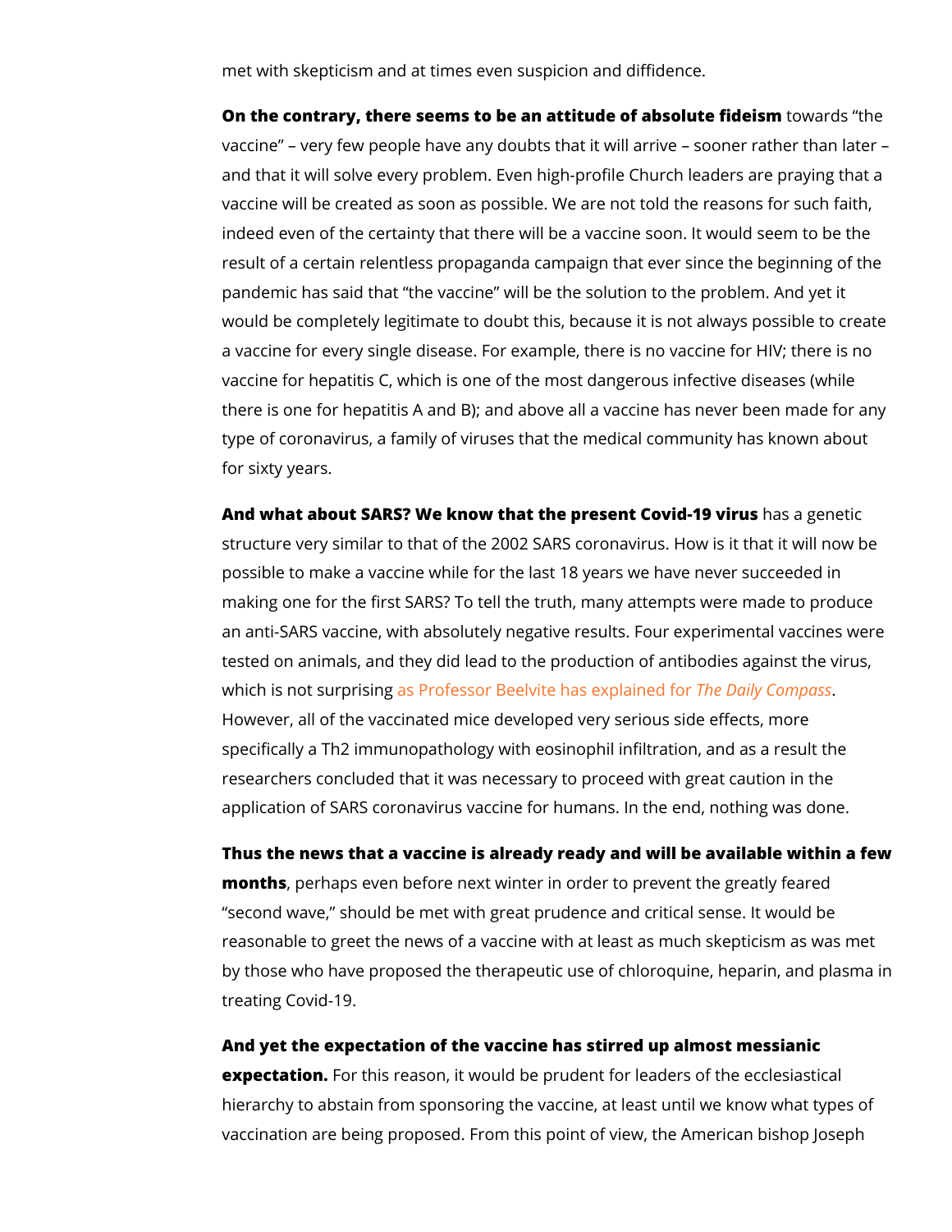met with skepticism and at times even suspicion and diffidence.

**On the contrary, there seems to be an attitude of absolute fideism** towards "the vaccine" – very few people have any doubts that it will arrive – sooner rather than later – and that it will solve every problem. Even high-profile Church leaders are praying that a vaccine will be created as soon as possible. We are not told the reasons for such faith, indeed even of the certainty that there will be a vaccine soon. It would seem to be the result of a certain relentless propaganda campaign that ever since the beginning of the pandemic has said that "the vaccine" will be the solution to the problem. And yet it would be completely legitimate to doubt this, because it is not always possible to create a vaccine for every single disease. For example, there is no vaccine for HIV; there is no vaccine for hepatitis C, which is one of the most dangerous infective diseases (while there is one for hepatitis A and B); and above all a vaccine has never been made for any type of coronavirus, a family of viruses that the medical community has known about for sixty years.

**And what about SARS? We know that the present Covid-19 virus** has a genetic structure very similar to that of the 2002 SARS coronavirus. How is it that it will now be possible to make a vaccine while for the last 18 years we have never succeeded in making one for the first SARS? To tell the truth, many attempts were made to produce an anti-SARS vaccine, with absolutely negative results. Four experimental vaccines were tested on animals, and they did lead to the production of antibodies against the virus, which is not surprising as Professor Beelvite has explained for *The Daily Compass*. However, all of the vaccinated mice developed very serious side effects, more specifically a Th2 immunopathology with eosinophil infiltration, and as a result the researchers concluded that it was necessary to proceed with great caution in the application of SARS coronavirus vaccine for humans. In the end, nothing was done.

**Thus the news that a vaccine is already ready and will be available within a few months**, perhaps even before next winter in order to prevent the greatly feared "second wave," should be met with great prudence and critical sense. It would be reasonable to greet the news of a vaccine with at least as much skepticism as was met by those who have proposed the therapeutic use of chloroquine, heparin, and plasma in treating Covid-19.

**And yet the expectation of the vaccine has stirred up almost messianic expectation.** For this reason, it would be prudent for leaders of the ecclesiastical hierarchy to abstain from sponsoring the vaccine, at least until we know what types of vaccination are being proposed. From this point of view, the American bishop Joseph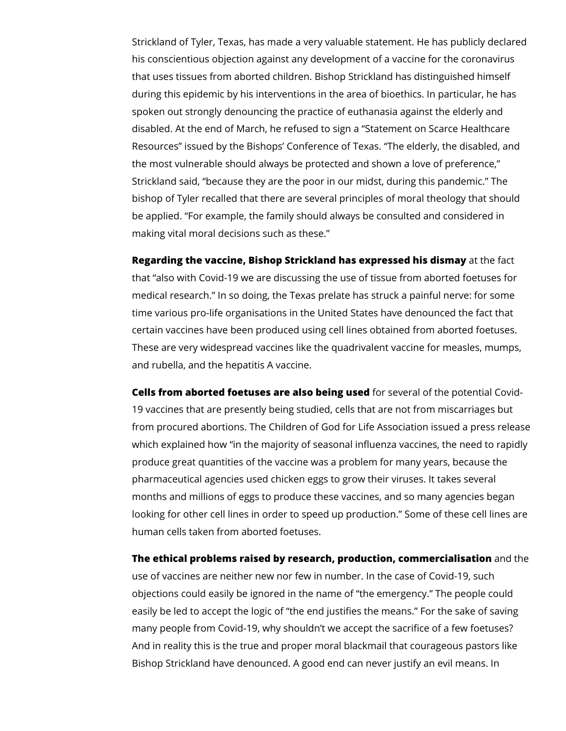Strickland of Tyler, Texas, has made a very valuable statement. He has publicly declared his conscientious objection against any development of a vaccine for the coronavirus that uses tissues from aborted children. Bishop Strickland has distinguished himself during this epidemic by his interventions in the area of bioethics. In particular, he has spoken out strongly denouncing the practice of euthanasia against the elderly and disabled. At the end of March, he refused to sign a "Statement on Scarce Healthcare Resources" issued by the Bishops' Conference of Texas. "The elderly, the disabled, and the most vulnerable should always be protected and shown a love of preference," Strickland said, "because they are the poor in our midst, during this pandemic." The bishop of Tyler recalled that there are several principles of moral theology that should be applied. "For example, the family should always be consulted and considered in making vital moral decisions such as these."

**Regarding the vaccine, Bishop Strickland has expressed his dismay** at the fact that "also with Covid-19 we are discussing the use of tissue from aborted foetuses for medical research." In so doing, the Texas prelate has struck a painful nerve: for some time various pro-life organisations in the United States have denounced the fact that certain vaccines have been produced using cell lines obtained from aborted foetuses. These are very widespread vaccines like the quadrivalent vaccine for measles, mumps, and rubella, and the hepatitis A vaccine.

**Cells from aborted foetuses are also being used** for several of the potential Covid-19 vaccines that are presently being studied, cells that are not from miscarriages but from procured abortions. The Children of God for Life Association issued a press release which explained how "in the majority of seasonal influenza vaccines, the need to rapidly produce great quantities of the vaccine was a problem for many years, because the pharmaceutical agencies used chicken eggs to grow their viruses. It takes several months and millions of eggs to produce these vaccines, and so many agencies began looking for other cell lines in order to speed up production." Some of these cell lines are human cells taken from aborted foetuses.

**The ethical problems raised by research, production, commercialisation** and the use of vaccines are neither new nor few in number. In the case of Covid-19, such objections could easily be ignored in the name of "the emergency." The people could easily be led to accept the logic of "the end justifies the means." For the sake of saving many people from Covid-19, why shouldn't we accept the sacrifice of a few foetuses? And in reality this is the true and proper moral blackmail that courageous pastors like Bishop Strickland have denounced. A good end can never justify an evil means. In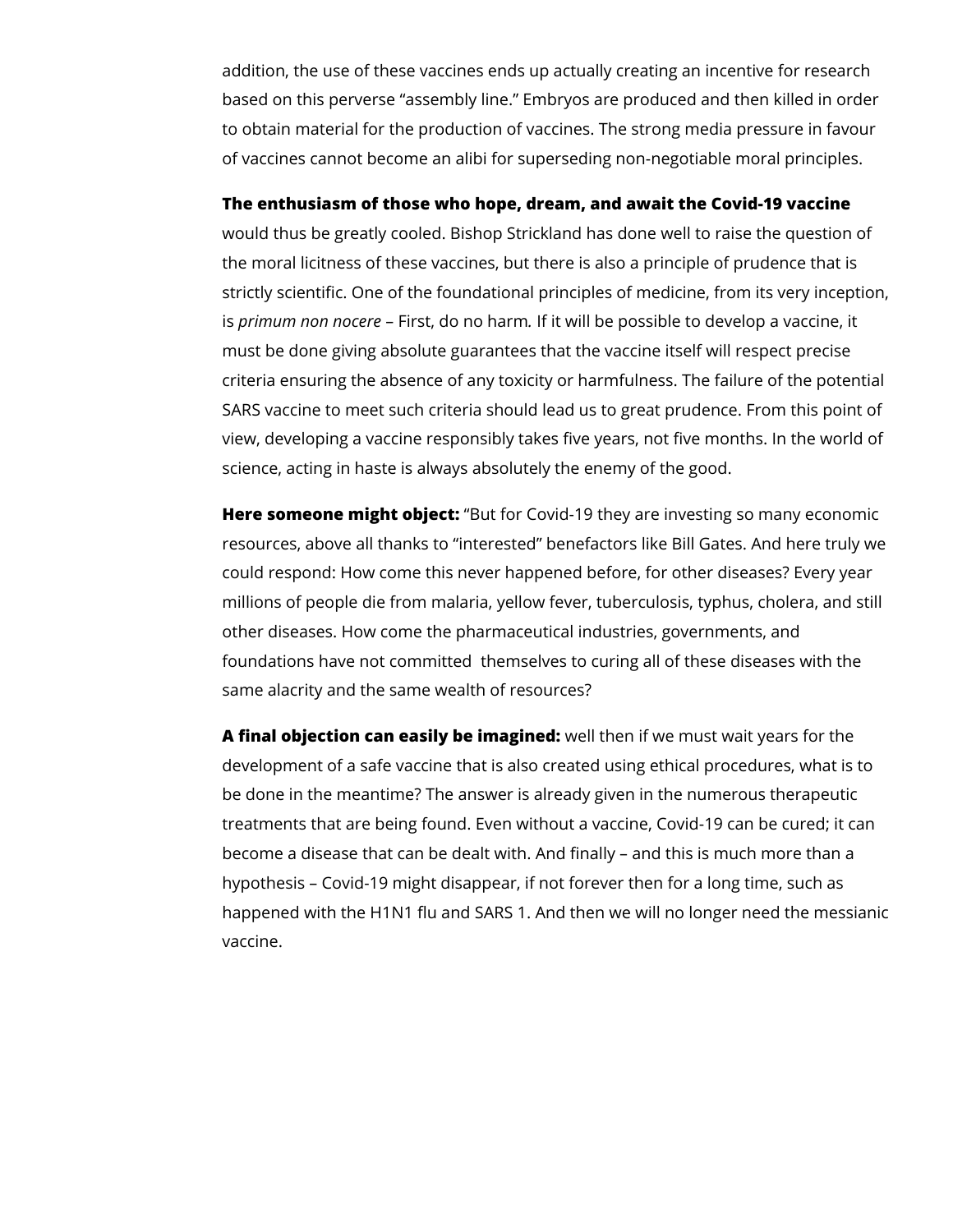addition, the use of these vaccines ends up actually creating an incentive for research based on this perverse "assembly line." Embryos are produced and then killed in order to obtain material for the production of vaccines. The strong media pressure in favour of vaccines cannot become an alibi for superseding non-negotiable moral principles.

**The enthusiasm of those who hope, dream, and await the Covid-19 vaccine** would thus be greatly cooled. Bishop Strickland has done well to raise the question of the moral licitness of these vaccines, but there is also a principle of prudence that is strictly scientific. One of the foundational principles of medicine, from its very inception, is *primum non nocere* – First, do no harm. If it will be possible to develop a vaccine, it must be done giving absolute guarantees that the vaccine itself will respect precise criteria ensuring the absence of any toxicity or harmfulness. The failure of the potential SARS vaccine to meet such criteria should lead us to great prudence. From this point of view, developing a vaccine responsibly takes five years, not five months. In the world of science, acting in haste is always absolutely the enemy of the good.

**Here someone might object:** "But for Covid-19 they are investing so many economic resources, above all thanks to "interested" benefactors like Bill Gates. And here truly we could respond: How come this never happened before, for other diseases? Every year millions of people die from malaria, yellow fever, tuberculosis, typhus, cholera, and still other diseases. How come the pharmaceutical industries, governments, and foundations have not committed themselves to curing all of these diseases with the same alacrity and the same wealth of resources?

**A final objection can easily be imagined:** well then if we must wait years for the development of a safe vaccine that is also created using ethical procedures, what is to be done in the meantime? The answer is already given in the numerous therapeutic treatments that are being found. Even without a vaccine, Covid-19 can be cured; it can become a disease that can be dealt with. And finally – and this is much more than a hypothesis – Covid-19 might disappear, if not forever then for a long time, such as happened with the H1N1 flu and SARS 1. And then we will no longer need the messianic vaccine.